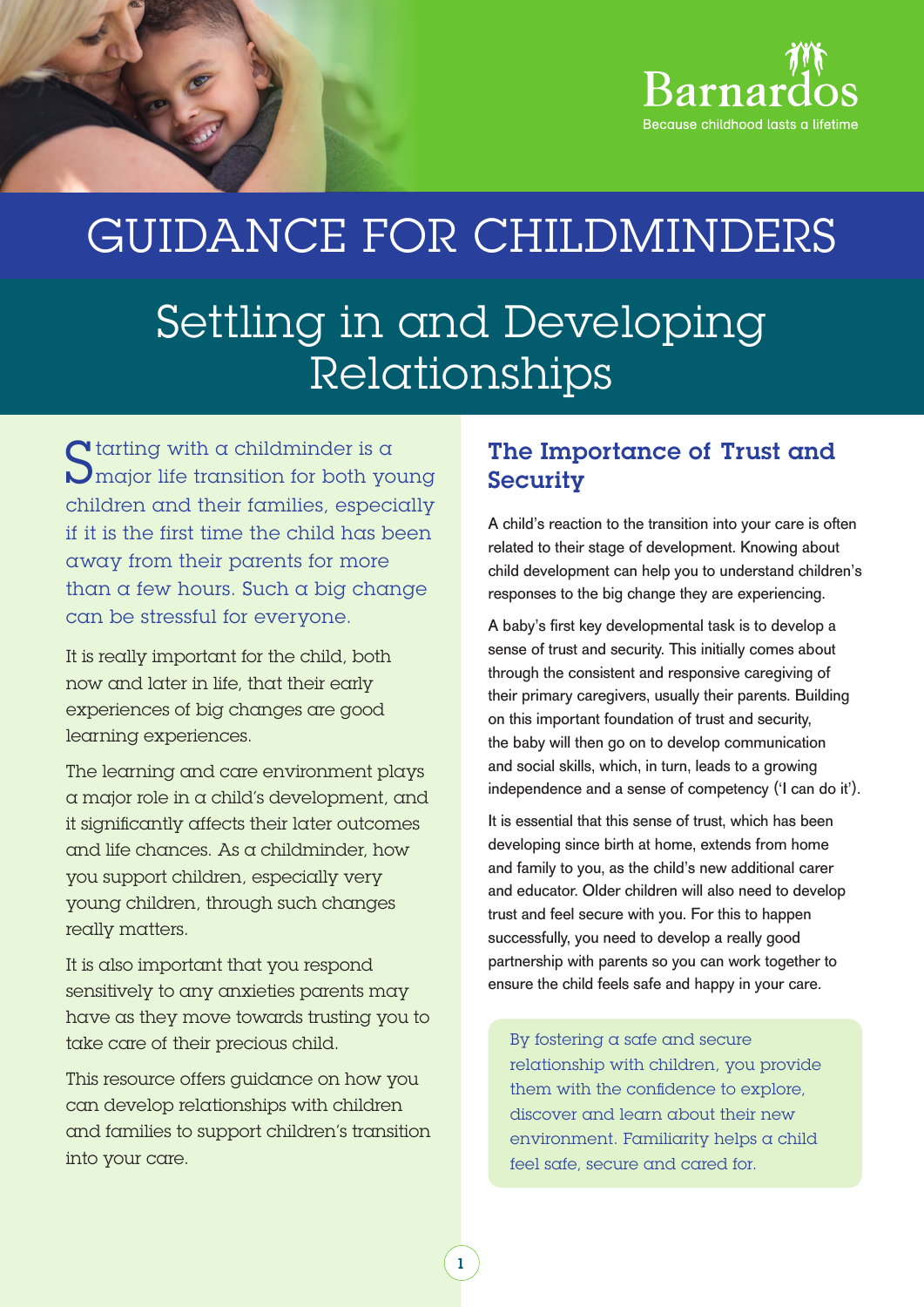Barnardos

Because childhood lasts a lifetime

# GUIDANCE FOR CHILDMINDERS

## Settling in and Developing Relationships

Starting with a childminder is a major life transition for both young children and their families, especially if it is the first time the child has been away from their parents for more than a few hours. Such a big change can be stressful for everyone.

It is really important for the child, both now and later in life, that their early experiences of big changes are good learning experiences.

The learning and care environment plays a major role in a child's development, and it significantly affects their later outcomes and life chances. As a childminder, how you support children, especially very young children, through such changes really matters.

It is also important that you respond sensitively to any anxieties parents may have as they move towards trusting you to take care of their precious child.

This resource offers guidance on how you can develop relationships with children and families to support children's transition into your care.

### The Importance of Trust and Security

A child's reaction to the transition into your care is often related to their stage of development. Knowing about child development can help you to understand children's responses to the big change they are experiencing.

A baby's first key developmental task is to develop a sense of trust and security. This initially comes about through the consistent and responsive caregiving of their primary caregivers, usually their parents. Building on this important foundation of trust and security, the baby will then go on to develop communication and social skills, which, in turn, leads to a growing independence and a sense of competency ('I can do it').

It is essential that this sense of trust, which has been developing since birth at home, extends from home and family to you, as the child's new additional carer and educator. Older children will also need to develop trust and feel secure with you. For this to happen successfully, you need to develop a really good partnership with parents so you can work together to ensure the child feels safe and happy in your care.

By fostering a safe and secure relationship with children, you provide them with the confidence to explore, discover and learn about their new environment. Familiarity helps a child feel safe, secure and cared for.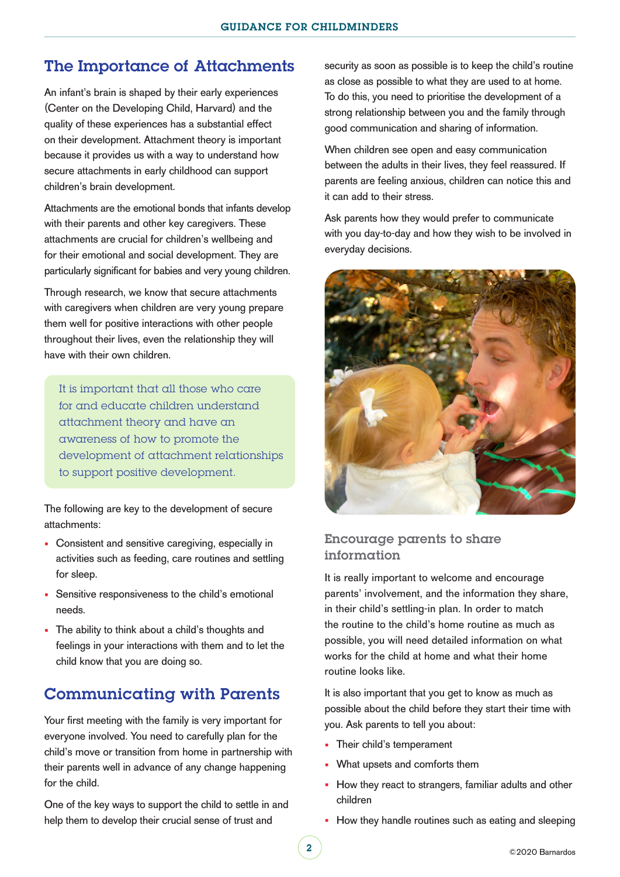## The Importance of Attachments

An infant's brain is shaped by their early experiences (Center on the Developing Child, Harvard) and the quality of these experiences has a substantial effect on their development. Attachment theory is important because it provides us with a way to understand how secure attachments in early childhood can support children's brain development.

Attachments are the emotional bonds that infants develop with their parents and other key caregivers. These attachments are crucial for children's wellbeing and for their emotional and social development. They are particularly significant for babies and very young children.

Through research, we know that secure attachments with caregivers when children are very young prepare them well for positive interactions with other people throughout their lives, even the relationship they will have with their own children.

> It is important that all those who care for and educate children understand attachment theory and have an awareness of how to promote the development of attachment relationships to support positive development.

The following are key to the development of secure attachments:

- Consistent and sensitive caregiving, especially in activities such as feeding, care routines and settling for sleep.
- Sensitive responsiveness to the child's emotional needs.
- The ability to think about a child's thoughts and feelings in your interactions with them and to let the child know that you are doing so.

## Communicating with Parents

Your first meeting with the family is very important for everyone involved. You need to carefully plan for the child's move or transition from home in partnership with their parents well in advance of any change happening for the child.

One of the key ways to support the child to settle in and help them to develop their crucial sense of trust and security as soon as possible is to keep the child's routine as close as possible to what they are used to at home. To do this, you need to prioritise the development of a strong relationship between you and the family through good communication and sharing of information.

When children see open and easy communication between the adults in their lives, they feel reassured. If parents are feeling anxious, children can notice this and it can add to their stress.

Ask parents how they would prefer to communicate with you day-to-day and how they wish to be involved in everyday decisions.

### Encourage parents to share information

It is really important to welcome and encourage parents' involvement, and the information they share, in their child's settling-in plan. In order to match the routine to the child's home routine as much as possible, you will need detailed information on what works for the child at home and what their home routine looks like.

It is also important that you get to know as much as possible about the child before they start their time with you. Ask parents to tell you about:

- Their child's temperament
- What upsets and comforts them
- How they react to strangers, familiar adults and other children
- How they handle routines such as eating and sleeping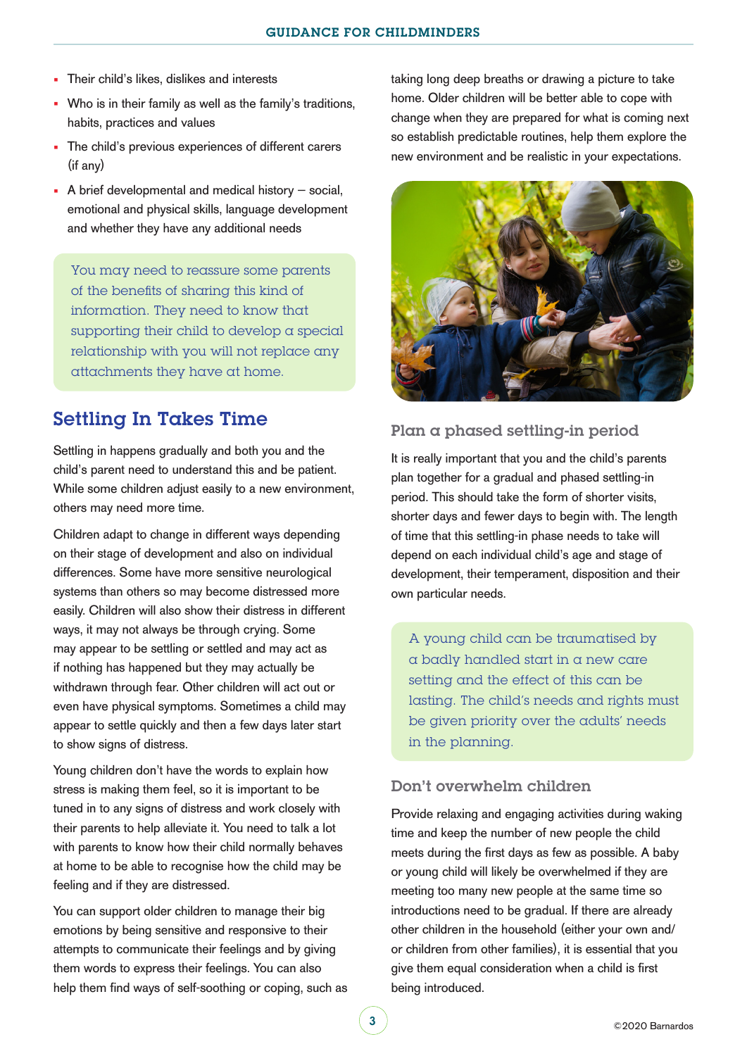- Their child's likes, dislikes and interests
- Who is in their family as well as the family's traditions, habits, practices and values
- The child's previous experiences of different carers (if any)
- A brief developmental and medical history – social, emotional and physical skills, language development and whether they have any additional needs

You may need to reassure some parents of the benefits of sharing this kind of information. They need to know that supporting their child to develop a special relationship with you will not replace any attachments they have at home.

## Settling In Takes Time

Settling in happens gradually and both you and the child's parent need to understand this and be patient. While some children adjust easily to a new environment, others may need more time.

Children adapt to change in different ways depending on their stage of development and also on individual differences. Some have more sensitive neurological systems than others so may become distressed more easily. Children will also show their distress in different ways, it may not always be through crying. Some may appear to be settling or settled and may act as if nothing has happened but they may actually be withdrawn through fear. Other children will act out or even have physical symptoms. Sometimes a child may appear to settle quickly and then a few days later start to show signs of distress.

Young children don't have the words to explain how stress is making them feel, so it is important to be tuned in to any signs of distress and work closely with their parents to help alleviate it. You need to talk a lot with parents to know how their child normally behaves at home to be able to recognise how the child may be feeling and if they are distressed.

You can support older children to manage their big emotions by being sensitive and responsive to their attempts to communicate their feelings and by giving them words to express their feelings. You can also help them find ways of self-soothing or coping, such as taking long deep breaths or drawing a picture to take home. Older children will be better able to cope with change when they are prepared for what is coming next so establish predictable routines, help them explore the new environment and be realistic in your expectations.

### Plan a phased settling-in period

It is really important that you and the child's parents plan together for a gradual and phased settling-in period. This should take the form of shorter visits, shorter days and fewer days to begin with. The length of time that this settling-in phase needs to take will depend on each individual child's age and stage of development, their temperament, disposition and their own particular needs.

A young child can be traumatised by a badly handled start in a new care setting and the effect of this can be lasting. The child's needs and rights must be given priority over the adults' needs in the planning.

### Don't overwhelm children

Provide relaxing and engaging activities during waking time and keep the number of new people the child meets during the first days as few as possible. A baby or young child will likely be overwhelmed if they are meeting too many new people at the same time so introductions need to be gradual. If there are already other children in the household (either your own and/ or children from other families), it is essential that you give them equal consideration when a child is first being introduced.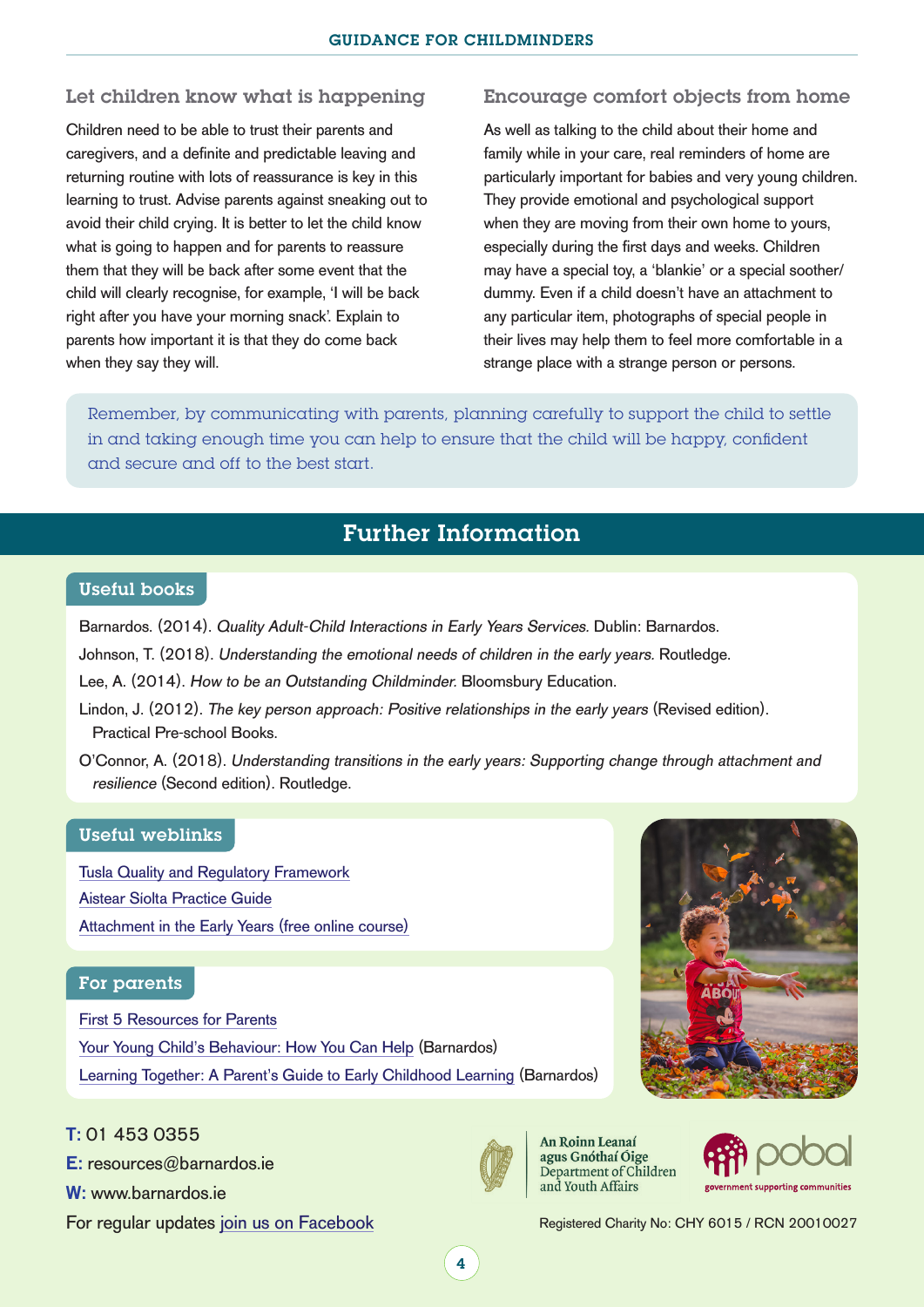## Let children know what is happening

Children need to be able to trust their parents and caregivers, and a definite and predictable leaving and returning routine with lots of reassurance is key in this learning to trust. Advise parents against sneaking out to avoid their child crying. It is better to let the child know what is going to happen and for parents to reassure them that they will be back after some event that the child will clearly recognise, for example, 'I will be back right after you have your morning snack'. Explain to parents how important it is that they do come back when they say they will.

## Encourage comfort objects from home

As well as talking to the child about their home and family while in your care, real reminders of home are particularly important for babies and very young children. They provide emotional and psychological support when they are moving from their own home to yours, especially during the first days and weeks. Children may have a special toy, a 'blankie' or a special soother/dummy. Even if a child doesn't have an attachment to any particular item, photographs of special people in their lives may help them to feel more comfortable in a strange place with a strange person or persons.

Remember, by communicating with parents, planning carefully to support the child to settle in and taking enough time you can help to ensure that the child will be happy, confident and secure and off to the best start.

# Further Information

### Useful books

Barnardos. (2014). *Quality Adult-Child Interactions in Early Years Services.* Dublin: Barnardos.

Johnson, T. (2018). *Understanding the emotional needs of children in the early years.* Routledge.

Lee, A. (2014). *How to be an Outstanding Childminder.* Bloomsbury Education.

Lindon, J. (2012). *The key person approach: Positive relationships in the early years* (Revised edition). Practical Pre-school Books.

O'Connor, A. (2018). *Understanding transitions in the early years: Supporting change through attachment and resilience* (Second edition). Routledge.

### Useful weblinks

Tusla Quality and Regulatory Framework

Aistear Siolta Practice Guide

Attachment in the Early Years (free online course)

### For parents

First 5 Resources for Parents

Your Young Child's Behaviour: How You Can Help (Barnardos)

Learning Together: A Parent's Guide to Early Childhood Learning (Barnardos)

**T:** 01 453 0355

**E:** resources@barnardos.ie

**W:** www.barnardos.ie

For regular updates join us on Facebook

An Roinn Leanaí agus Gnóthaí Óige
Department of Children and Youth Affairs

pobal
government supporting communities

Registered Charity No: CHY 6015 / RCN 20010027